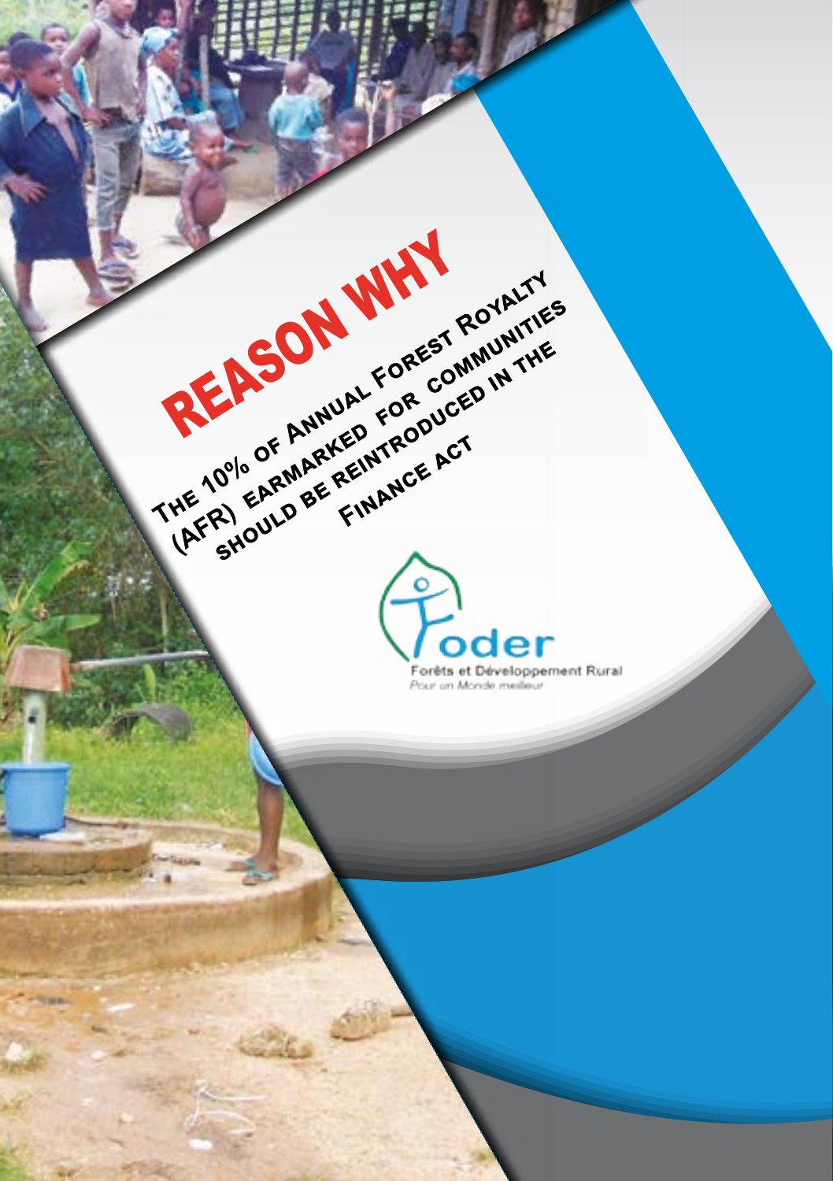# REASON WHY

## The 10% of Annual Forest Royalty (AFR) earmarked for communities should be reintroduced in the Finance Act

Foder

Forêts et Développement Rural

*Pour un Monde meilleur*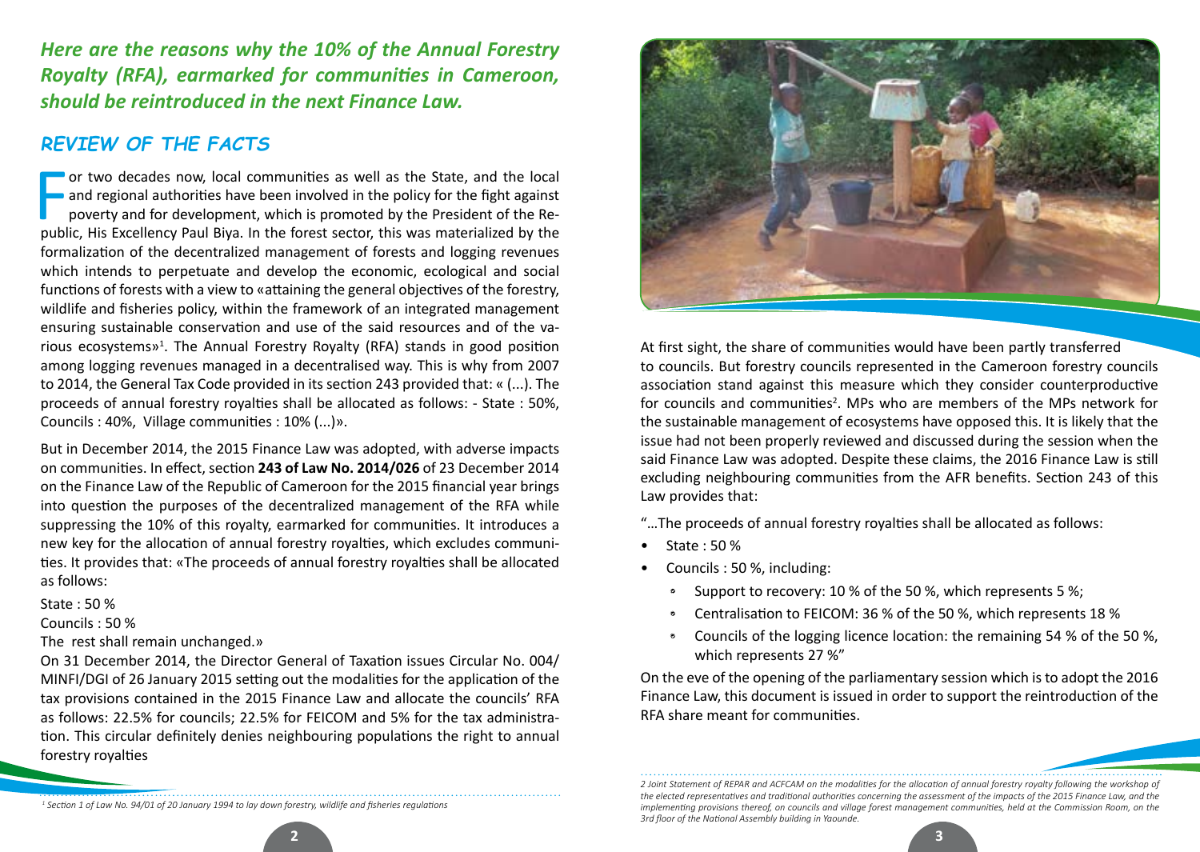*Here are the reasons why the 10% of the Annual Forestry Royalty (RFA), earmarked for communities in Cameroon, should be reintroduced in the next Finance Law.*

## REVIEW OF THE FACTS

For two decades now, local communities as well as the State, and the local and regional authorities have been involved in the policy for the fight against poverty and for development, which is promoted by the President of the Republic, His Excellency Paul Biya. In the forest sector, this was materialized by the formalization of the decentralized management of forests and logging revenues which intends to perpetuate and develop the economic, ecological and social functions of forests with a view to «attaining the general objectives of the forestry, wildlife and fisheries policy, within the framework of an integrated management ensuring sustainable conservation and use of the said resources and of the various ecosystems»[1]. The Annual Forestry Royalty (RFA) stands in good position among logging revenues managed in a decentralised way. This is why from 2007 to 2014, the General Tax Code provided in its section 243 provided that: « (...). The proceeds of annual forestry royalties shall be allocated as follows: - State : 50%, Councils : 40%, Village communities : 10% (...)».

But in December 2014, the 2015 Finance Law was adopted, with adverse impacts on communities. In effect, section **243 of Law No. 2014/026** of 23 December 2014 on the Finance Law of the Republic of Cameroon for the 2015 financial year brings into question the purposes of the decentralized management of the RFA while suppressing the 10% of this royalty, earmarked for communities. It introduces a new key for the allocation of annual forestry royalties, which excludes communities. It provides that: «The proceeds of annual forestry royalties shall be allocated as follows:

State : 50 %

Councils : 50 %

The rest shall remain unchanged.»

On 31 December 2014, the Director General of Taxation issues Circular No. 004/ MINFI/DGI of 26 January 2015 setting out the modalities for the application of the tax provisions contained in the 2015 Finance Law and allocate the councils' RFA as follows: 22.5% for councils; 22.5% for FEICOM and 5% for the tax administration. This circular definitely denies neighbouring populations the right to annual forestry royalties

[1] *Section 1 of Law No. 94/01 of 20 January 1994 to lay down forestry, wildlife and fisheries regulations*

At first sight, the share of communities would have been partly transferred to councils. But forestry councils represented in the Cameroon forestry councils association stand against this measure which they consider counterproductive for councils and communities[2]. MPs who are members of the MPs network for the sustainable management of ecosystems have opposed this. It is likely that the issue had not been properly reviewed and discussed during the session when the said Finance Law was adopted. Despite these claims, the 2016 Finance Law is still excluding neighbouring communities from the AFR benefits. Section 243 of this Law provides that:

"…The proceeds of annual forestry royalties shall be allocated as follows:

- State : 50 %
- Councils : 50 %, including:
  - Support to recovery: 10 % of the 50 %, which represents 5 %;
  - Centralisation to FEICOM: 36 % of the 50 %, which represents 18 %
  - Councils of the logging licence location: the remaining 54 % of the 50 %, which represents 27 %"

On the eve of the opening of the parliamentary session which is to adopt the 2016 Finance Law, this document is issued in order to support the reintroduction of the RFA share meant for communities.

[2] *Joint Statement of REPAR and ACFCAM on the modalities for the allocation of annual forestry royalty following the workshop of the elected representatives and traditional authorities concerning the assessment of the impacts of the 2015 Finance Law, and the implementing provisions thereof, on councils and village forest management communities, held at the Commission Room, on the 3rd floor of the National Assembly building in Yaounde.*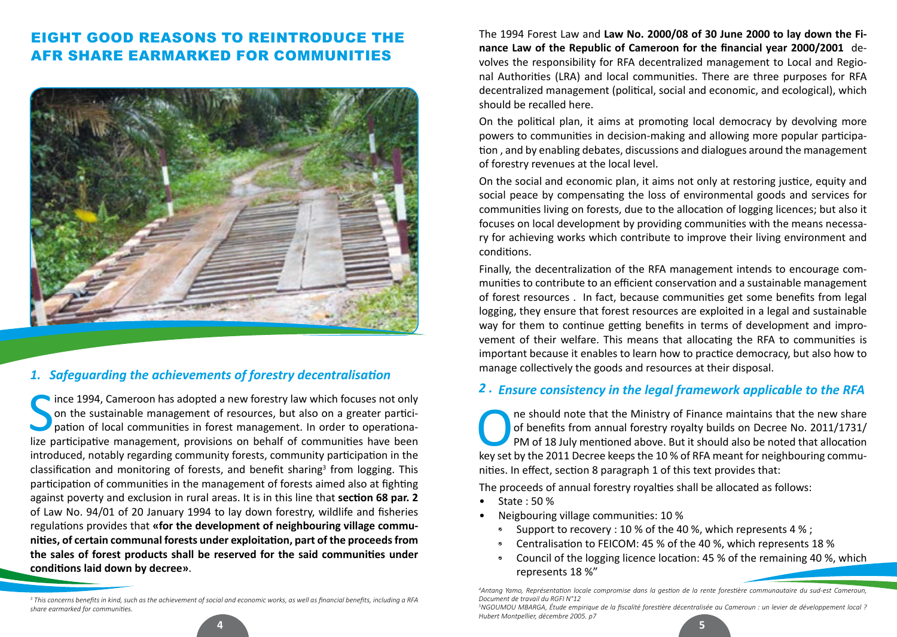# EIGHT GOOD REASONS TO REINTRODUCE THE AFR SHARE EARMARKED FOR COMMUNITIES

## *1. Safeguarding the achievements of forestry decentralisation*

Since 1994, Cameroon has adopted a new forestry law which focuses not only on the sustainable management of resources, but also on a greater participation of local communities in forest management. In order to operationalize participative management, provisions on behalf of communities have been introduced, notably regarding community forests, community participation in the classification and monitoring of forests, and benefit sharing[3] from logging. This participation of communities in the management of forests aimed also at fighting against poverty and exclusion in rural areas. It is in this line that **section 68 par. 2** of Law No. 94/01 of 20 January 1994 to lay down forestry, wildlife and fisheries regulations provides that **«for the development of neighbouring village communities, of certain communal forests under exploitation, part of the proceeds from the sales of forest products shall be reserved for the said communities under conditions laid down by decree»**.

The 1994 Forest Law and **Law No. 2000/08 of 30 June 2000 to lay down the Finance Law of the Republic of Cameroon for the financial year 2000/2001** devolves the responsibility for RFA decentralized management to Local and Regional Authorities (LRA) and local communities. There are three purposes for RFA decentralized management (political, social and economic, and ecological), which should be recalled here.

On the political plan, it aims at promoting local democracy by devolving more powers to communities in decision-making and allowing more popular participation , and by enabling debates, discussions and dialogues around the management of forestry revenues at the local level.

On the social and economic plan, it aims not only at restoring justice, equity and social peace by compensating the loss of environmental goods and services for communities living on forests, due to the allocation of logging licences; but also it focuses on local development by providing communities with the means necessary for achieving works which contribute to improve their living environment and conditions.

Finally, the decentralization of the RFA management intends to encourage communities to contribute to an efficient conservation and a sustainable management of forest resources . In fact, because communities get some benefits from legal logging, they ensure that forest resources are exploited in a legal and sustainable way for them to continue getting benefits in terms of development and improvement of their welfare. This means that allocating the RFA to communities is important because it enables to learn how to practice democracy, but also how to manage collectively the goods and resources at their disposal.

## *2. Ensure consistency in the legal framework applicable to the RFA*

One should note that the Ministry of Finance maintains that the new share of benefits from annual forestry royalty builds on Decree No. 2011/1731/PM of 18 July mentioned above. But it should also be noted that allocation key set by the 2011 Decree keeps the 10 % of RFA meant for neighbouring communities. In effect, section 8 paragraph 1 of this text provides that:

The proceeds of annual forestry royalties shall be allocated as follows:

- State : 50 %
- Neigbouring village communities: 10 %
  - Support to recovery : 10 % of the 40 %, which represents 4 % ;
  - Centralisation to FEICOM: 45 % of the 40 %, which represents 18 %
  - Council of the logging licence location: 45 % of the remaining 40 %, which represents 18 %"

---

[3] *This concerns benefits in kind, such as the achievement of social and economic works, as well as financial benefits, including a RFA share earmarked for communities.*

[4] *Antang Yamo, Représentation locale compromise dans la gestion de la rente forestière communautaire du sud-est Cameroun, Document de travail du RGFI N°12*

[5] *NGOUMOU MBARGA, Étude empirique de la fiscalité forestière décentralisée au Cameroun : un levier de développement local ? Hubert Montpellier, décembre 2005. p7*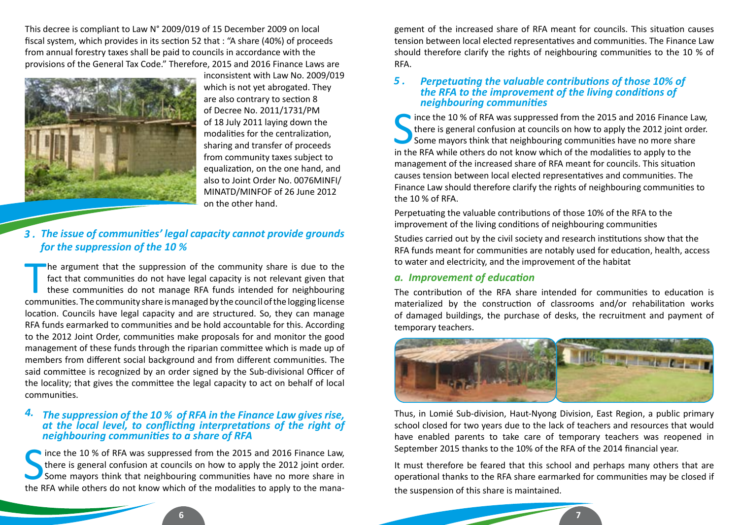This decree is compliant to Law N° 2009/019 of 15 December 2009 on local fiscal system, which provides in its section 52 that : "A share (40%) of proceeds from annual forestry taxes shall be paid to councils in accordance with the provisions of the General Tax Code." Therefore, 2015 and 2016 Finance Laws are inconsistent with Law No. 2009/019 which is not yet abrogated. They are also contrary to section 8 of Decree No. 2011/1731/PM of 18 July 2011 laying down the modalities for the centralization, sharing and transfer of proceeds from community taxes subject to equalization, on the one hand, and also to Joint Order No. 0076MINFI/MINATD/MINFOF of 26 June 2012 on the other hand.

### *3 . The issue of communities' legal capacity cannot provide grounds for the suppression of the 10 %*

The argument that the suppression of the community share is due to the fact that communities do not have legal capacity is not relevant given that these communities do not manage RFA funds intended for neighbouring communities. The community share is managed by the council of the logging license location. Councils have legal capacity and are structured. So, they can manage RFA funds earmarked to communities and be hold accountable for this. According to the 2012 Joint Order, communities make proposals for and monitor the good management of these funds through the riparian committee which is made up of members from different social background and from different communities. The said committee is recognized by an order signed by the Sub-divisional Officer of the locality; that gives the committee the legal capacity to act on behalf of local communities.

### *4. The suppression of the 10 % of RFA in the Finance Law gives rise, at the local level, to conflicting interpretations of the right of neighbouring communities to a share of RFA*

Since the 10 % of RFA was suppressed from the 2015 and 2016 Finance Law, there is general confusion at councils on how to apply the 2012 joint order. Some mayors think that neighbouring communities have no more share in the RFA while others do not know which of the modalities to apply to the management of the increased share of RFA meant for councils. This situation causes tension between local elected representatives and communities. The Finance Law should therefore clarify the rights of neighbouring communities to the 10 % of RFA.

### *5 . Perpetuating the valuable contributions of those 10% of the RFA to the improvement of the living conditions of neighbouring communities*

Since the 10 % of RFA was suppressed from the 2015 and 2016 Finance Law, there is general confusion at councils on how to apply the 2012 joint order. Some mayors think that neighbouring communities have no more share in the RFA while others do not know which of the modalities to apply to the management of the increased share of RFA meant for councils. This situation causes tension between local elected representatives and communities. The Finance Law should therefore clarify the rights of neighbouring communities to the 10 % of RFA.

Perpetuating the valuable contributions of those 10% of the RFA to the improvement of the living conditions of neighbouring communities

Studies carried out by the civil society and research institutions show that the RFA funds meant for communities are notably used for education, health, access to water and electricity, and the improvement of the habitat

#### *a. Improvement of education*

The contribution of the RFA share intended for communities to education is materialized by the construction of classrooms and/or rehabilitation works of damaged buildings, the purchase of desks, the recruitment and payment of temporary teachers.

Thus, in Lomié Sub-division, Haut-Nyong Division, East Region, a public primary school closed for two years due to the lack of teachers and resources that would have enabled parents to take care of temporary teachers was reopened in September 2015 thanks to the 10% of the RFA of the 2014 financial year.

It must therefore be feared that this school and perhaps many others that are operational thanks to the RFA share earmarked for communities may be closed if the suspension of this share is maintained.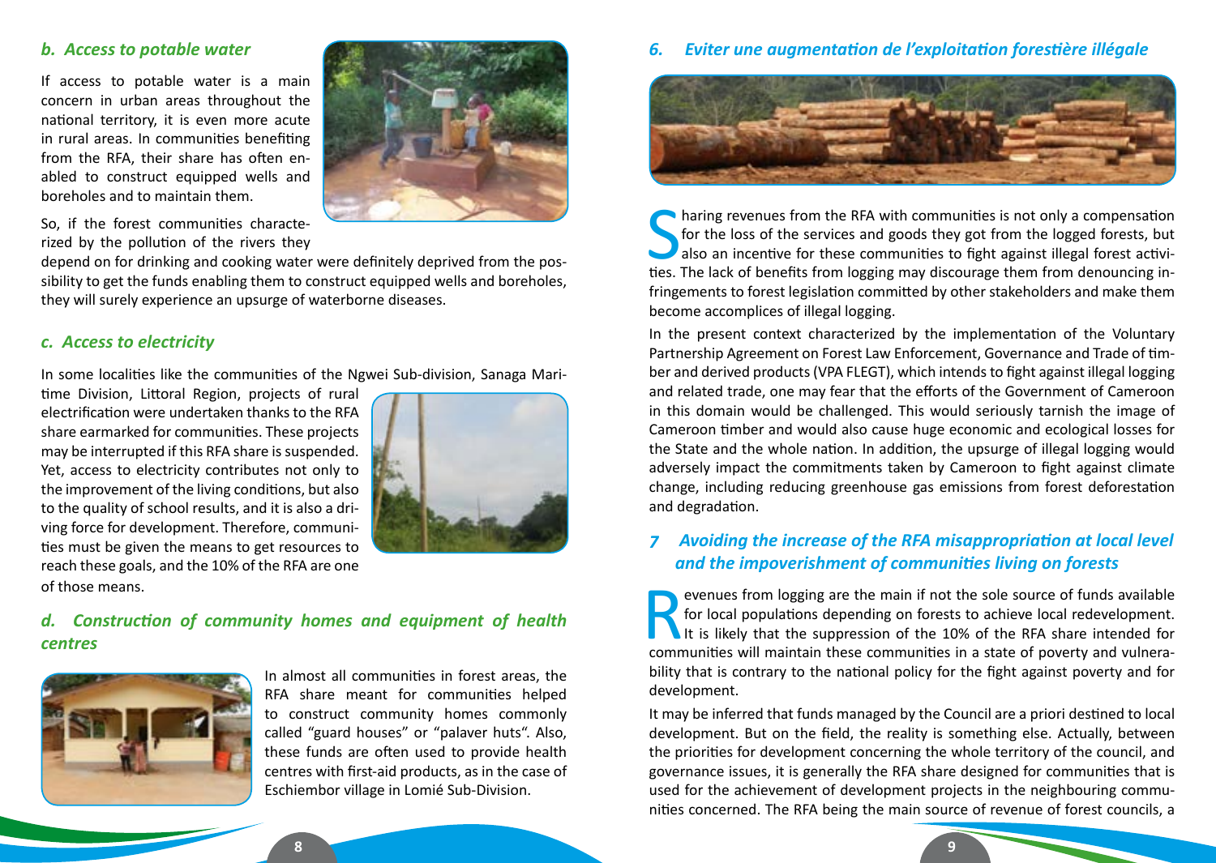### *b. Access to potable water*

If access to potable water is a main concern in urban areas throughout the national territory, it is even more acute in rural areas. In communities benefiting from the RFA, their share has often enabled to construct equipped wells and boreholes and to maintain them.

So, if the forest communities characterized by the pollution of the rivers they depend on for drinking and cooking water were definitely deprived from the possibility to get the funds enabling them to construct equipped wells and boreholes, they will surely experience an upsurge of waterborne diseases.

### *c. Access to electricity*

In some localities like the communities of the Ngwei Sub-division, Sanaga Maritime Division, Littoral Region, projects of rural electrification were undertaken thanks to the RFA share earmarked for communities. These projects may be interrupted if this RFA share is suspended. Yet, access to electricity contributes not only to the improvement of the living conditions, but also to the quality of school results, and it is also a driving force for development. Therefore, communities must be given the means to get resources to reach these goals, and the 10% of the RFA are one of those means.

### *d. Construction of community homes and equipment of health centres*

In almost all communities in forest areas, the RFA share meant for communities helped to construct community homes commonly called "guard houses" or "palaver huts". Also, these funds are often used to provide health centres with first-aid products, as in the case of Eschiembor village in Lomié Sub-Division.

## *6. Eviter une augmentation de l'exploitation forestière illégale*

Sharing revenues from the RFA with communities is not only a compensation for the loss of the services and goods they got from the logged forests, but also an incentive for these communities to fight against illegal forest activities. The lack of benefits from logging may discourage them from denouncing infringements to forest legislation committed by other stakeholders and make them become accomplices of illegal logging.

In the present context characterized by the implementation of the Voluntary Partnership Agreement on Forest Law Enforcement, Governance and Trade of timber and derived products (VPA FLEGT), which intends to fight against illegal logging and related trade, one may fear that the efforts of the Government of Cameroon in this domain would be challenged. This would seriously tarnish the image of Cameroon timber and would also cause huge economic and ecological losses for the State and the whole nation. In addition, the upsurge of illegal logging would adversely impact the commitments taken by Cameroon to fight against climate change, including reducing greenhouse gas emissions from forest deforestation and degradation.

## *7 Avoiding the increase of the RFA misappropriation at local level and the impoverishment of communities living on forests*

Revenues from logging are the main if not the sole source of funds available for local populations depending on forests to achieve local redevelopment. It is likely that the suppression of the 10% of the RFA share intended for communities will maintain these communities in a state of poverty and vulnerability that is contrary to the national policy for the fight against poverty and for development.

It may be inferred that funds managed by the Council are a priori destined to local development. But on the field, the reality is something else. Actually, between the priorities for development concerning the whole territory of the council, and governance issues, it is generally the RFA share designed for communities that is used for the achievement of development projects in the neighbouring communities concerned. The RFA being the main source of revenue of forest councils, a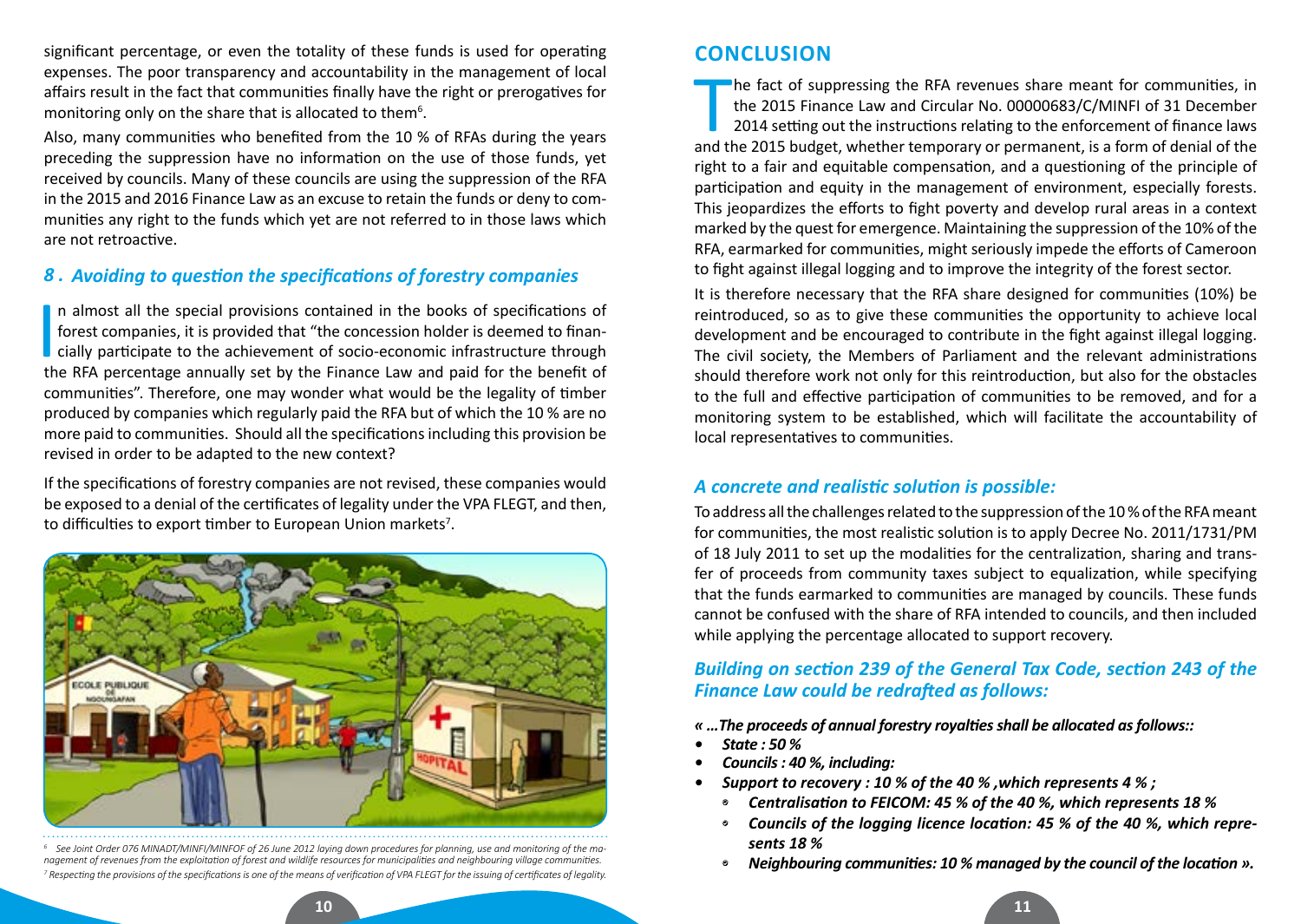significant percentage, or even the totality of these funds is used for operating expenses. The poor transparency and accountability in the management of local affairs result in the fact that communities finally have the right or prerogatives for monitoring only on the share that is allocated to them[6].

Also, many communities who benefited from the 10 % of RFAs during the years preceding the suppression have no information on the use of those funds, yet received by councils. Many of these councils are using the suppression of the RFA in the 2015 and 2016 Finance Law as an excuse to retain the funds or deny to communities any right to the funds which yet are not referred to in those laws which are not retroactive.

### *8 . Avoiding to question the specifications of forestry companies*

In almost all the special provisions contained in the books of specifications of forest companies, it is provided that "the concession holder is deemed to financially participate to the achievement of socio-economic infrastructure through the RFA percentage annually set by the Finance Law and paid for the benefit of communities". Therefore, one may wonder what would be the legality of timber produced by companies which regularly paid the RFA but of which the 10 % are no more paid to communities. Should all the specifications including this provision be revised in order to be adapted to the new context?

If the specifications of forestry companies are not revised, these companies would be exposed to a denial of the certificates of legality under the VPA FLEGT, and then, to difficulties to export timber to European Union markets[7].

[6] *See Joint Order 076 MINADT/MINFI/MINFOF of 26 June 2012 laying down procedures for planning, use and monitoring of the management of revenues from the exploitation of forest and wildlife resources for municipalities and neighbouring village communities.*

[7] *Respecting the provisions of the specifications is one of the means of verification of VPA FLEGT for the issuing of certificates of legality.*

## CONCLUSION

The fact of suppressing the RFA revenues share meant for communities, in the 2015 Finance Law and Circular No. 00000683/C/MINFI of 31 December 2014 setting out the instructions relating to the enforcement of finance laws and the 2015 budget, whether temporary or permanent, is a form of denial of the right to a fair and equitable compensation, and a questioning of the principle of participation and equity in the management of environment, especially forests. This jeopardizes the efforts to fight poverty and develop rural areas in a context marked by the quest for emergence. Maintaining the suppression of the 10% of the RFA, earmarked for communities, might seriously impede the efforts of Cameroon to fight against illegal logging and to improve the integrity of the forest sector.

It is therefore necessary that the RFA share designed for communities (10%) be reintroduced, so as to give these communities the opportunity to achieve local development and be encouraged to contribute in the fight against illegal logging. The civil society, the Members of Parliament and the relevant administrations should therefore work not only for this reintroduction, but also for the obstacles to the full and effective participation of communities to be removed, and for a monitoring system to be established, which will facilitate the accountability of local representatives to communities.

### *A concrete and realistic solution is possible:*

To address all the challenges related to the suppression of the 10 % of the RFA meant for communities, the most realistic solution is to apply Decree No. 2011/1731/PM of 18 July 2011 to set up the modalities for the centralization, sharing and transfer of proceeds from community taxes subject to equalization, while specifying that the funds earmarked to communities are managed by councils. These funds cannot be confused with the share of RFA intended to councils, and then included while applying the percentage allocated to support recovery.

### *Building on section 239 of the General Tax Code, section 243 of the Finance Law could be redrafted as follows:*

***« …The proceeds of annual forestry royalties shall be allocated as follows::***

- ***State : 50 %***
- ***Councils : 40 %, including:***
- ***Support to recovery : 10 % of the 40 % ,which represents 4 % ;***
  - ***Centralisation to FEICOM: 45 % of the 40 %, which represents 18 %***
  - ***Councils of the logging licence location: 45 % of the 40 %, which represents 18 %***
  - ***Neighbouring communities: 10 % managed by the council of the location ».***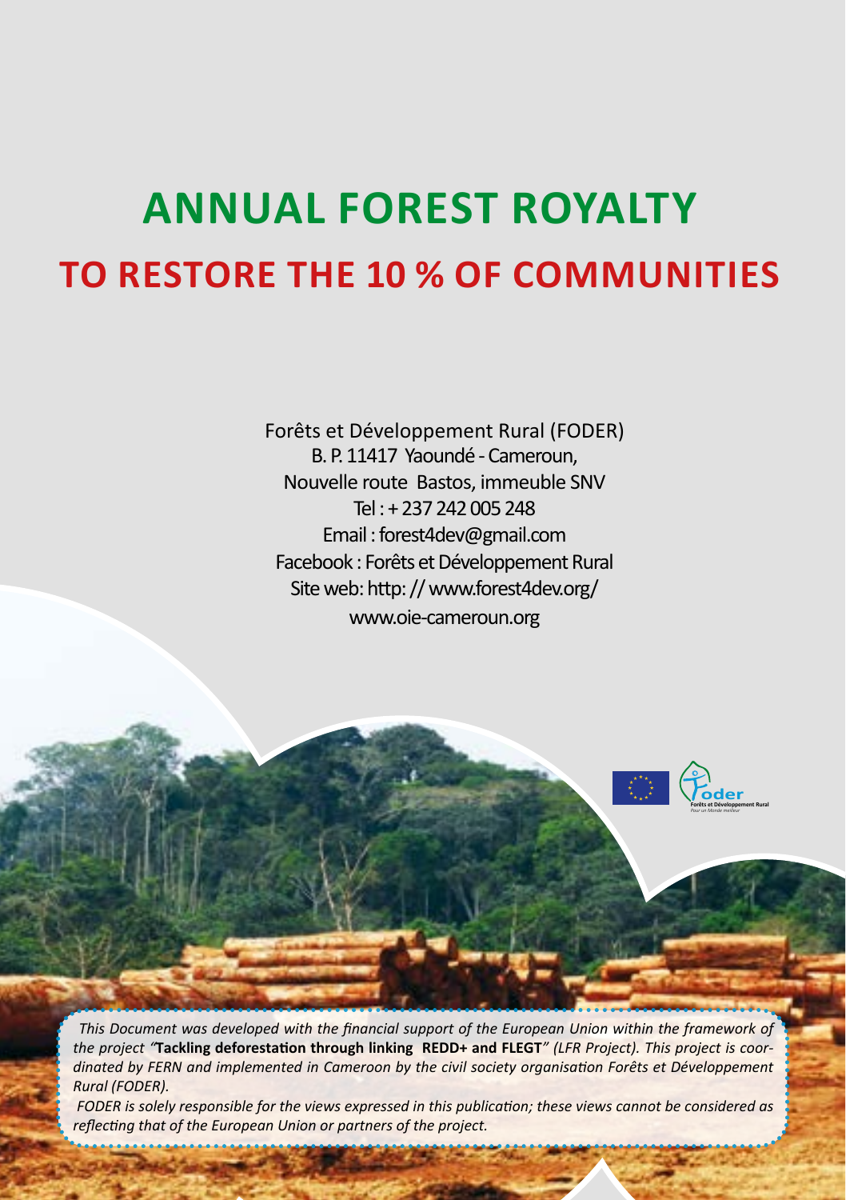# ANNUAL FOREST ROYALTY

## TO RESTORE THE 10 % OF COMMUNITIES

Forêts et Développement Rural (FODER)
B. P. 11417 Yaoundé - Cameroun,
Nouvelle route Bastos, immeuble SNV
Tel : + 237 242 005 248
Email : forest4dev@gmail.com
Facebook : Forêts et Développement Rural
Site web: http: // www.forest4dev.org/
www.oie-cameroun.org

*This Document was developed with the financial support of the European Union within the framework of the project "***Tackling deforestation through linking REDD+ and FLEGT***" (LFR Project). This project is coordinated by FERN and implemented in Cameroon by the civil society organisation Forêts et Développement Rural (FODER).*

*FODER is solely responsible for the views expressed in this publication; these views cannot be considered as reflecting that of the European Union or partners of the project.*